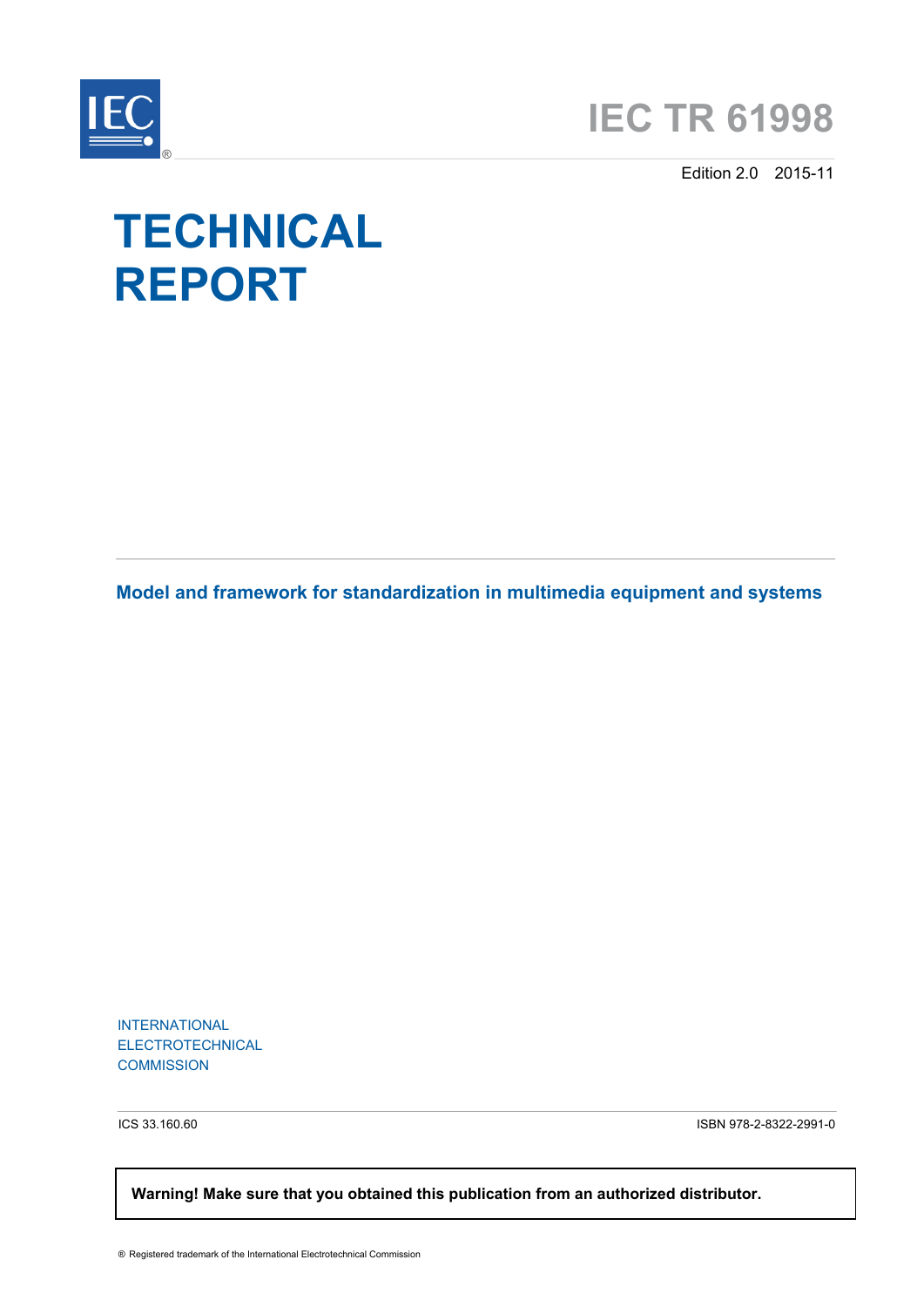# IEC TR 61998

Edition 2.0 2015-11

# TECHNICAL REPORT

**Model and framework for standardization in multimedia equipment and systems**

INTERNATIONAL
ELECTROTECHNICAL
COMMISSION

ICS 33.160.60

ISBN 978-2-8322-2991-0

**Warning! Make sure that you obtained this publication from an authorized distributor.**

® Registered trademark of the International Electrotechnical Commission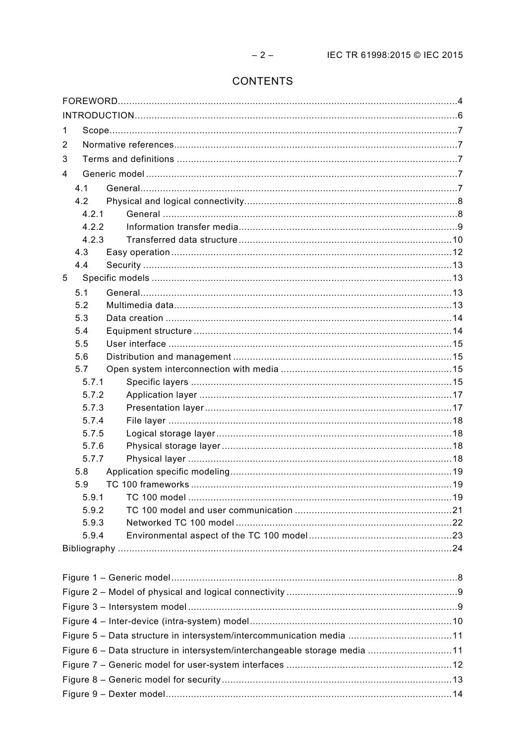# CONTENTS

FOREWORD........................................................................................................................4
INTRODUCTION..................................................................................................................6
1 Scope..........................................................................................................................7
2 Normative references...................................................................................................7
3 Terms and definitions ..................................................................................................7
4 Generic model .............................................................................................................7
4.1 General................................................................................................................7
4.2 Physical and logical connectivity...........................................................................8
4.2.1 General ........................................................................................................8
4.2.2 Information transfer media.............................................................................9
4.2.3 Transferred data structure ...........................................................................10
4.3 Easy operation ...................................................................................................12
4.4 Security .............................................................................................................13
5 Specific models ..........................................................................................................13
5.1 General..............................................................................................................13
5.2 Multimedia data..................................................................................................13
5.3 Data creation .....................................................................................................14
5.4 Equipment structure ...........................................................................................14
5.5 User interface ....................................................................................................15
5.6 Distribution and management .............................................................................15
5.7 Open system interconnection with media ............................................................15
5.7.1 Specific layers ............................................................................................15
5.7.2 Application layer .........................................................................................17
5.7.3 Presentation layer .......................................................................................17
5.7.4 File layer ....................................................................................................18
5.7.5 Logical storage layer...................................................................................18
5.7.6 Physical storage layer .................................................................................18
5.7.7 Physical layer .............................................................................................18
5.8 Application specific modeling..............................................................................19
5.9 TC 100 frameworks ............................................................................................19
5.9.1 TC 100 model .............................................................................................19
5.9.2 TC 100 model and user communication ........................................................21
5.9.3 Networked TC 100 model ............................................................................22
5.9.4 Environmental aspect of the TC 100 model ...................................................23
Bibliography .....................................................................................................................24

Figure 1 – Generic model.....................................................................................................8
Figure 2 – Model of physical and logical connectivity ............................................................9
Figure 3 – Intersystem model ...............................................................................................9
Figure 4 – Inter-device (intra-system) model.......................................................................10
Figure 5 – Data structure in intersystem/intercommunication media .....................................11
Figure 6 – Data structure in intersystem/interchangeable storage media ..............................11
Figure 7 – Generic model for user-system interfaces ...........................................................12
Figure 8 – Generic model for security..................................................................................13
Figure 9 – Dexter model.....................................................................................................14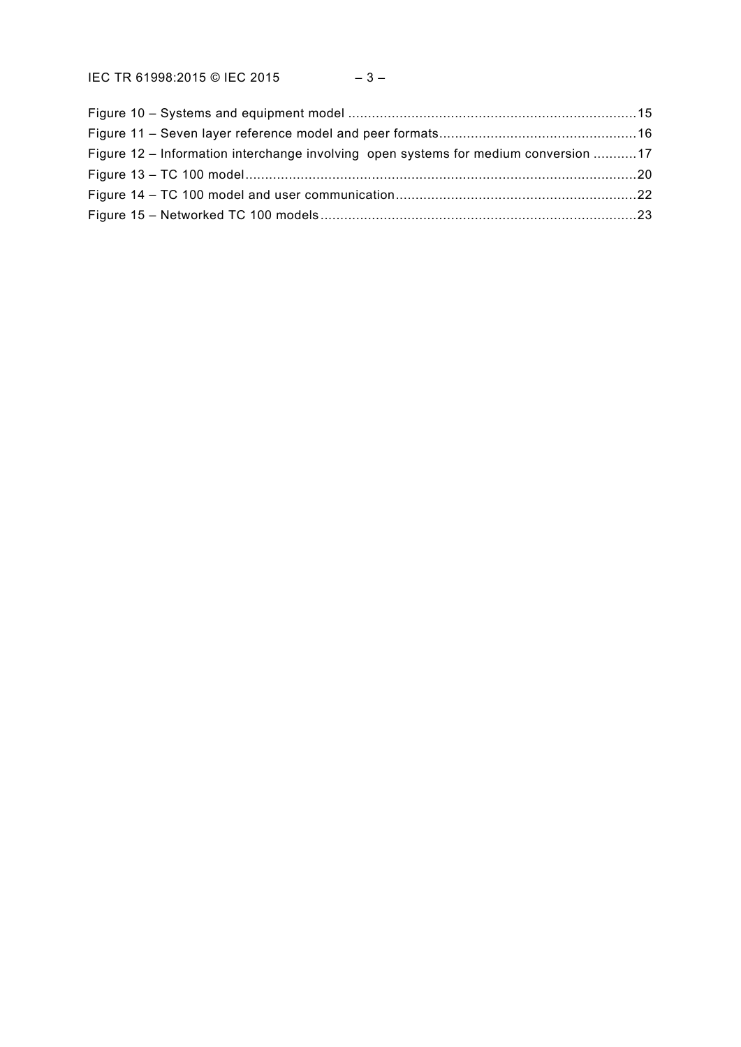Figure 10 – Systems and equipment model ........................................................................ 15
Figure 11 – Seven layer reference model and peer formats ................................................. 16
Figure 12 – Information interchange involving open systems for medium conversion ........... 17
Figure 13 – TC 100 model ................................................................................................... 20
Figure 14 – TC 100 model and user communication ............................................................ 22
Figure 15 – Networked TC 100 models ............................................................................... 23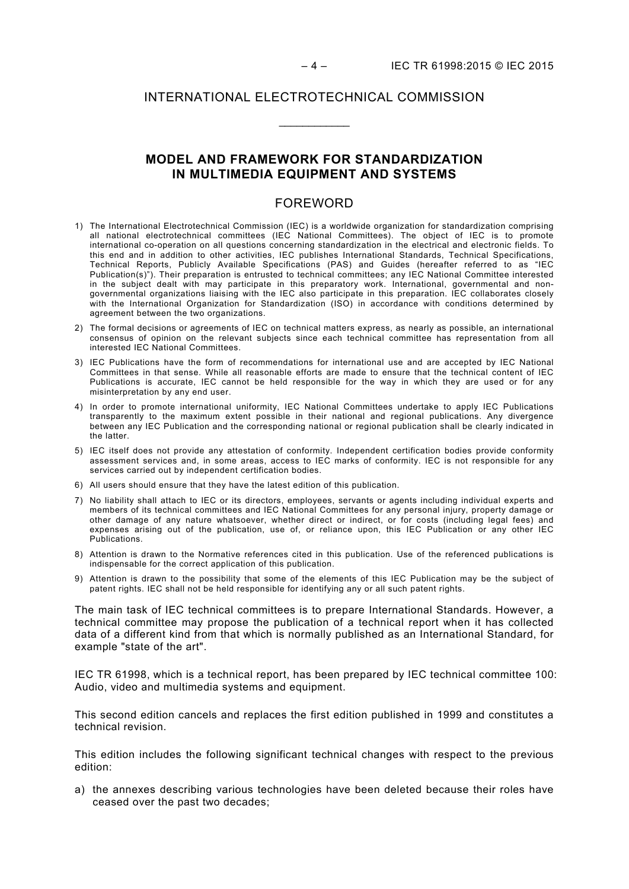# INTERNATIONAL ELECTROTECHNICAL COMMISSION

___________

## MODEL AND FRAMEWORK FOR STANDARDIZATION IN MULTIMEDIA EQUIPMENT AND SYSTEMS

## FOREWORD

1) The International Electrotechnical Commission (IEC) is a worldwide organization for standardization comprising all national electrotechnical committees (IEC National Committees). The object of IEC is to promote international co-operation on all questions concerning standardization in the electrical and electronic fields. To this end and in addition to other activities, IEC publishes International Standards, Technical Specifications, Technical Reports, Publicly Available Specifications (PAS) and Guides (hereafter referred to as "IEC Publication(s)"). Their preparation is entrusted to technical committees; any IEC National Committee interested in the subject dealt with may participate in this preparatory work. International, governmental and non-governmental organizations liaising with the IEC also participate in this preparation. IEC collaborates closely with the International Organization for Standardization (ISO) in accordance with conditions determined by agreement between the two organizations.
2) The formal decisions or agreements of IEC on technical matters express, as nearly as possible, an international consensus of opinion on the relevant subjects since each technical committee has representation from all interested IEC National Committees.
3) IEC Publications have the form of recommendations for international use and are accepted by IEC National Committees in that sense. While all reasonable efforts are made to ensure that the technical content of IEC Publications is accurate, IEC cannot be held responsible for the way in which they are used or for any misinterpretation by any end user.
4) In order to promote international uniformity, IEC National Committees undertake to apply IEC Publications transparently to the maximum extent possible in their national and regional publications. Any divergence between any IEC Publication and the corresponding national or regional publication shall be clearly indicated in the latter.
5) IEC itself does not provide any attestation of conformity. Independent certification bodies provide conformity assessment services and, in some areas, access to IEC marks of conformity. IEC is not responsible for any services carried out by independent certification bodies.
6) All users should ensure that they have the latest edition of this publication.
7) No liability shall attach to IEC or its directors, employees, servants or agents including individual experts and members of its technical committees and IEC National Committees for any personal injury, property damage or other damage of any nature whatsoever, whether direct or indirect, or for costs (including legal fees) and expenses arising out of the publication, use of, or reliance upon, this IEC Publication or any other IEC Publications.
8) Attention is drawn to the Normative references cited in this publication. Use of the referenced publications is indispensable for the correct application of this publication.
9) Attention is drawn to the possibility that some of the elements of this IEC Publication may be the subject of patent rights. IEC shall not be held responsible for identifying any or all such patent rights.

The main task of IEC technical committees is to prepare International Standards. However, a technical committee may propose the publication of a technical report when it has collected data of a different kind from that which is normally published as an International Standard, for example "state of the art".

IEC TR 61998, which is a technical report, has been prepared by IEC technical committee 100: Audio, video and multimedia systems and equipment.

This second edition cancels and replaces the first edition published in 1999 and constitutes a technical revision.

This edition includes the following significant technical changes with respect to the previous edition:

a) the annexes describing various technologies have been deleted because their roles have ceased over the past two decades;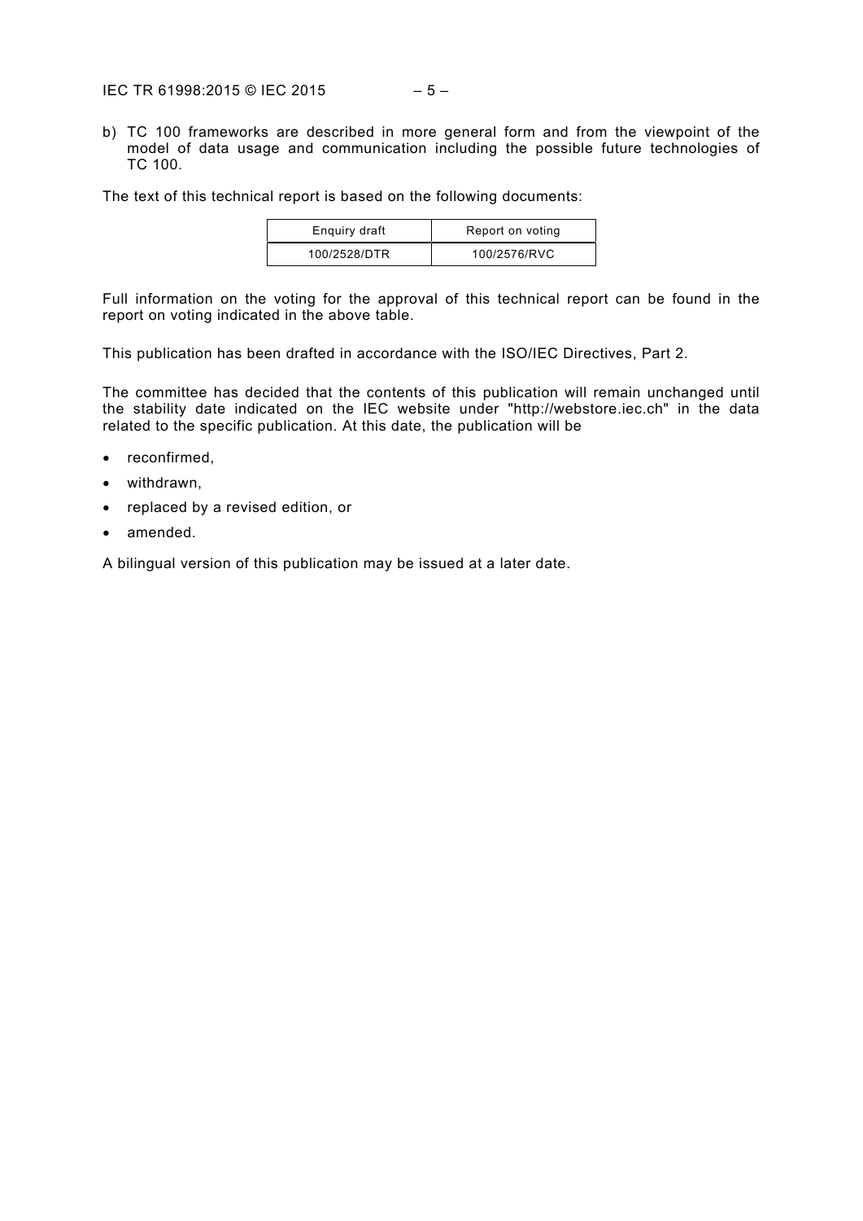b) TC 100 frameworks are described in more general form and from the viewpoint of the model of data usage and communication including the possible future technologies of TC 100.

The text of this technical report is based on the following documents:

| Enquiry draft | Report on voting |
| --- | --- |
| 100/2528/DTR | 100/2576/RVC |

Full information on the voting for the approval of this technical report can be found in the report on voting indicated in the above table.

This publication has been drafted in accordance with the ISO/IEC Directives, Part 2.

The committee has decided that the contents of this publication will remain unchanged until the stability date indicated on the IEC website under "http://webstore.iec.ch" in the data related to the specific publication. At this date, the publication will be

- reconfirmed,
- withdrawn,
- replaced by a revised edition, or
- amended.

A bilingual version of this publication may be issued at a later date.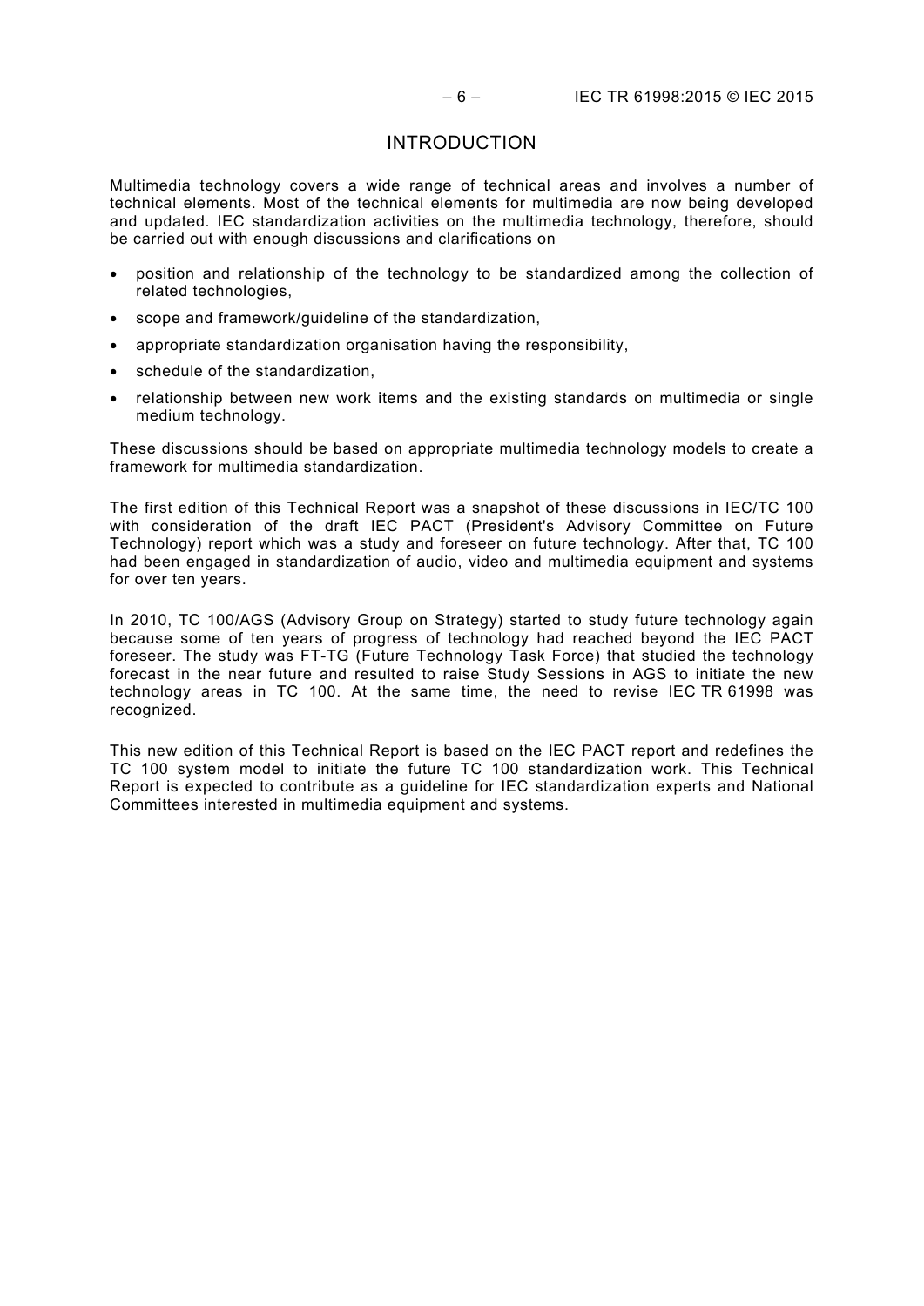# INTRODUCTION

Multimedia technology covers a wide range of technical areas and involves a number of technical elements. Most of the technical elements for multimedia are now being developed and updated. IEC standardization activities on the multimedia technology, therefore, should be carried out with enough discussions and clarifications on

- position and relationship of the technology to be standardized among the collection of related technologies,
- scope and framework/guideline of the standardization,
- appropriate standardization organisation having the responsibility,
- schedule of the standardization,
- relationship between new work items and the existing standards on multimedia or single medium technology.

These discussions should be based on appropriate multimedia technology models to create a framework for multimedia standardization.

The first edition of this Technical Report was a snapshot of these discussions in IEC/TC 100 with consideration of the draft IEC PACT (President's Advisory Committee on Future Technology) report which was a study and foreseer on future technology. After that, TC 100 had been engaged in standardization of audio, video and multimedia equipment and systems for over ten years.

In 2010, TC 100/AGS (Advisory Group on Strategy) started to study future technology again because some of ten years of progress of technology had reached beyond the IEC PACT foreseer. The study was FT-TG (Future Technology Task Force) that studied the technology forecast in the near future and resulted to raise Study Sessions in AGS to initiate the new technology areas in TC 100. At the same time, the need to revise IEC TR 61998 was recognized.

This new edition of this Technical Report is based on the IEC PACT report and redefines the TC 100 system model to initiate the future TC 100 standardization work. This Technical Report is expected to contribute as a guideline for IEC standardization experts and National Committees interested in multimedia equipment and systems.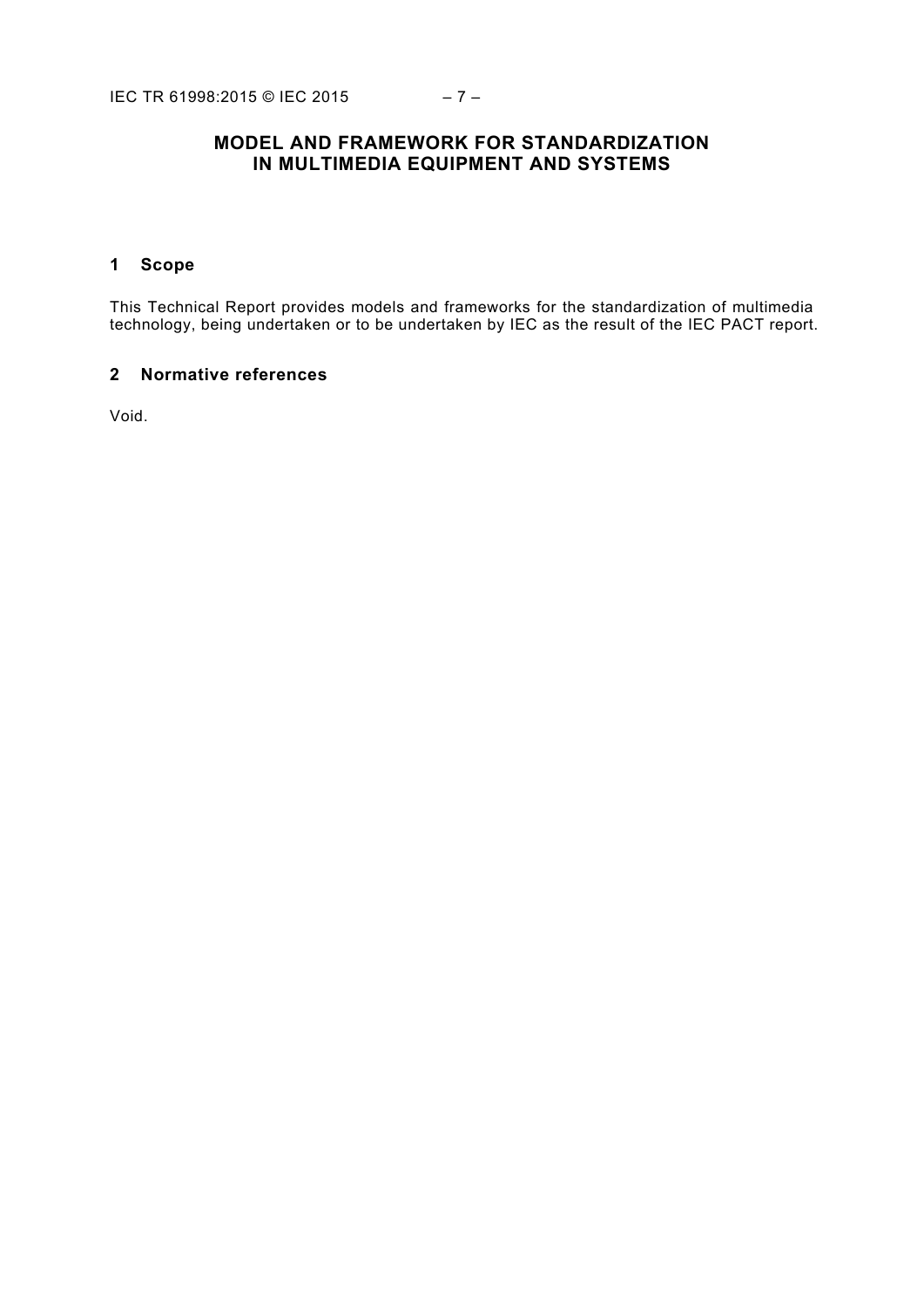# MODEL AND FRAMEWORK FOR STANDARDIZATION IN MULTIMEDIA EQUIPMENT AND SYSTEMS

## 1 Scope

This Technical Report provides models and frameworks for the standardization of multimedia technology, being undertaken or to be undertaken by IEC as the result of the IEC PACT report.

## 2 Normative references

Void.